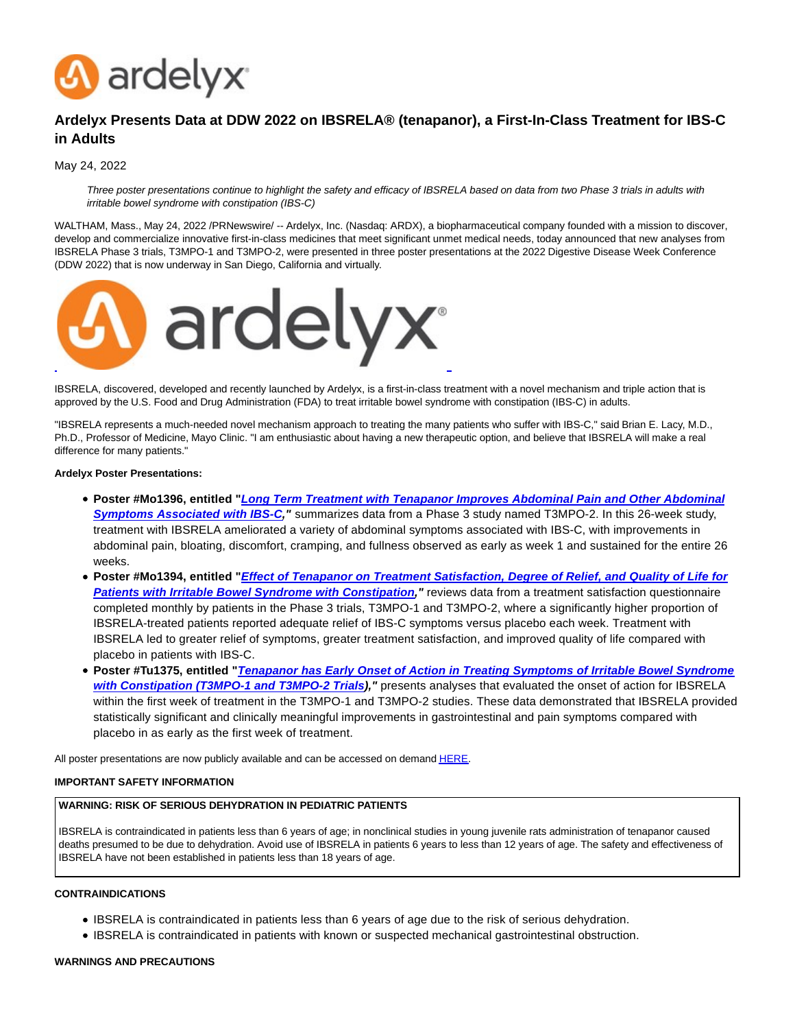# Ardelyx Presents Data at DDW 2022 on IBSRELA® (tenapanor), a First-In-Class Treatment for IBS-C in Adults

May 24, 2022

*Three poster presentations continue to highlight the safety and efficacy of IBSRELA based on data from two Phase 3 trials in adults with irritable bowel syndrome with constipation (IBS-C)*

WALTHAM, Mass., May 24, 2022 /PRNewswire/ -- Ardelyx, Inc. (Nasdaq: ARDX), a biopharmaceutical company founded with a mission to discover, develop and commercialize innovative first-in-class medicines that meet significant unmet medical needs, today announced that new analyses from IBSRELA Phase 3 trials, T3MPO-1 and T3MPO-2, were presented in three poster presentations at the 2022 Digestive Disease Week Conference (DDW 2022) that is now underway in San Diego, California and virtually.

IBSRELA, discovered, developed and recently launched by Ardelyx, is a first-in-class treatment with a novel mechanism and triple action that is approved by the U.S. Food and Drug Administration (FDA) to treat irritable bowel syndrome with constipation (IBS-C) in adults.

"IBSRELA represents a much-needed novel mechanism approach to treating the many patients who suffer with IBS-C," said Brian E. Lacy, M.D., Ph.D., Professor of Medicine, Mayo Clinic. "I am enthusiastic about having a new therapeutic option, and believe that IBSRELA will make a real difference for many patients."

**Ardelyx Poster Presentations:**

- **Poster #Mo1396, entitled "*Long Term Treatment with Tenapanor Improves Abdominal Pain and Other Abdominal Symptoms Associated with IBS-C*,"** summarizes data from a Phase 3 study named T3MPO-2. In this 26-week study, treatment with IBSRELA ameliorated a variety of abdominal symptoms associated with IBS-C, with improvements in abdominal pain, bloating, discomfort, cramping, and fullness observed as early as week 1 and sustained for the entire 26 weeks.
- **Poster #Mo1394, entitled "*Effect of Tenapanor on Treatment Satisfaction, Degree of Relief, and Quality of Life for Patients with Irritable Bowel Syndrome with Constipation*,"** reviews data from a treatment satisfaction questionnaire completed monthly by patients in the Phase 3 trials, T3MPO-1 and T3MPO-2, where a significantly higher proportion of IBSRELA-treated patients reported adequate relief of IBS-C symptoms versus placebo each week. Treatment with IBSRELA led to greater relief of symptoms, greater treatment satisfaction, and improved quality of life compared with placebo in patients with IBS-C.
- **Poster #Tu1375, entitled "*Tenapanor has Early Onset of Action in Treating Symptoms of Irritable Bowel Syndrome with Constipation (T3MPO-1 and T3MPO-2 Trials)*,"** presents analyses that evaluated the onset of action for IBSRELA within the first week of treatment in the T3MPO-1 and T3MPO-2 studies. These data demonstrated that IBSRELA provided statistically significant and clinically meaningful improvements in gastrointestinal and pain symptoms compared with placebo in as early as the first week of treatment.

All poster presentations are now publicly available and can be accessed on demand HERE.

**IMPORTANT SAFETY INFORMATION**

**WARNING: RISK OF SERIOUS DEHYDRATION IN PEDIATRIC PATIENTS**

IBSRELA is contraindicated in patients less than 6 years of age; in nonclinical studies in young juvenile rats administration of tenapanor caused deaths presumed to be due to dehydration. Avoid use of IBSRELA in patients 6 years to less than 12 years of age. The safety and effectiveness of IBSRELA have not been established in patients less than 18 years of age.

**CONTRAINDICATIONS**

- IBSRELA is contraindicated in patients less than 6 years of age due to the risk of serious dehydration.
- IBSRELA is contraindicated in patients with known or suspected mechanical gastrointestinal obstruction.

**WARNINGS AND PRECAUTIONS**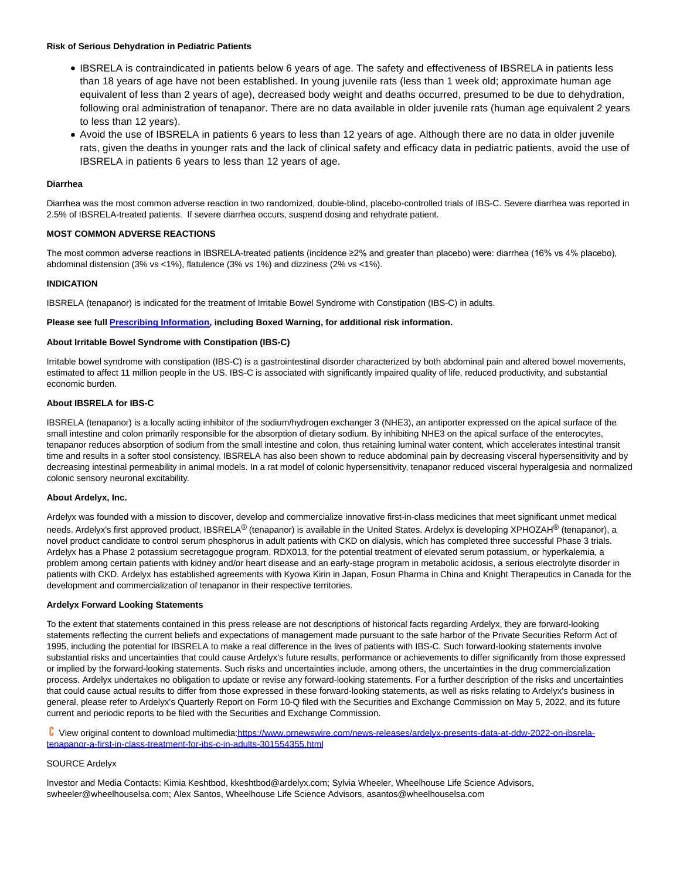**Risk of Serious Dehydration in Pediatric Patients**

- IBSRELA is contraindicated in patients below 6 years of age. The safety and effectiveness of IBSRELA in patients less than 18 years of age have not been established. In young juvenile rats (less than 1 week old; approximate human age equivalent of less than 2 years of age), decreased body weight and deaths occurred, presumed to be due to dehydration, following oral administration of tenapanor. There are no data available in older juvenile rats (human age equivalent 2 years to less than 12 years).
- Avoid the use of IBSRELA in patients 6 years to less than 12 years of age. Although there are no data in older juvenile rats, given the deaths in younger rats and the lack of clinical safety and efficacy data in pediatric patients, avoid the use of IBSRELA in patients 6 years to less than 12 years of age.

**Diarrhea**

Diarrhea was the most common adverse reaction in two randomized, double-blind, placebo-controlled trials of IBS-C. Severe diarrhea was reported in 2.5% of IBSRELA-treated patients. If severe diarrhea occurs, suspend dosing and rehydrate patient.

**MOST COMMON ADVERSE REACTIONS**

The most common adverse reactions in IBSRELA-treated patients (incidence ≥2% and greater than placebo) were: diarrhea (16% vs 4% placebo), abdominal distension (3% vs <1%), flatulence (3% vs 1%) and dizziness (2% vs <1%).

**INDICATION**

IBSRELA (tenapanor) is indicated for the treatment of Irritable Bowel Syndrome with Constipation (IBS-C) in adults.

**Please see full Prescribing Information, including Boxed Warning, for additional risk information.**

**About Irritable Bowel Syndrome with Constipation (IBS-C)**

Irritable bowel syndrome with constipation (IBS-C) is a gastrointestinal disorder characterized by both abdominal pain and altered bowel movements, estimated to affect 11 million people in the US. IBS-C is associated with significantly impaired quality of life, reduced productivity, and substantial economic burden.

**About IBSRELA for IBS-C**

IBSRELA (tenapanor) is a locally acting inhibitor of the sodium/hydrogen exchanger 3 (NHE3), an antiporter expressed on the apical surface of the small intestine and colon primarily responsible for the absorption of dietary sodium. By inhibiting NHE3 on the apical surface of the enterocytes, tenapanor reduces absorption of sodium from the small intestine and colon, thus retaining luminal water content, which accelerates intestinal transit time and results in a softer stool consistency. IBSRELA has also been shown to reduce abdominal pain by decreasing visceral hypersensitivity and by decreasing intestinal permeability in animal models. In a rat model of colonic hypersensitivity, tenapanor reduced visceral hyperalgesia and normalized colonic sensory neuronal excitability.

**About Ardelyx, Inc.**

Ardelyx was founded with a mission to discover, develop and commercialize innovative first-in-class medicines that meet significant unmet medical needs. Ardelyx's first approved product, IBSRELA® (tenapanor) is available in the United States. Ardelyx is developing XPHOZAH® (tenapanor), a novel product candidate to control serum phosphorus in adult patients with CKD on dialysis, which has completed three successful Phase 3 trials. Ardelyx has a Phase 2 potassium secretagogue program, RDX013, for the potential treatment of elevated serum potassium, or hyperkalemia, a problem among certain patients with kidney and/or heart disease and an early-stage program in metabolic acidosis, a serious electrolyte disorder in patients with CKD. Ardelyx has established agreements with Kyowa Kirin in Japan, Fosun Pharma in China and Knight Therapeutics in Canada for the development and commercialization of tenapanor in their respective territories.

**Ardelyx Forward Looking Statements**

To the extent that statements contained in this press release are not descriptions of historical facts regarding Ardelyx, they are forward-looking statements reflecting the current beliefs and expectations of management made pursuant to the safe harbor of the Private Securities Reform Act of 1995, including the potential for IBSRELA to make a real difference in the lives of patients with IBS-C. Such forward-looking statements involve substantial risks and uncertainties that could cause Ardelyx's future results, performance or achievements to differ significantly from those expressed or implied by the forward-looking statements. Such risks and uncertainties include, among others, the uncertainties in the drug commercialization process. Ardelyx undertakes no obligation to update or revise any forward-looking statements. For a further description of the risks and uncertainties that could cause actual results to differ from those expressed in these forward-looking statements, as well as risks relating to Ardelyx's business in general, please refer to Ardelyx's Quarterly Report on Form 10-Q filed with the Securities and Exchange Commission on May 5, 2022, and its future current and periodic reports to be filed with the Securities and Exchange Commission.

View original content to download multimedia:https://www.prnewswire.com/news-releases/ardelyx-presents-data-at-ddw-2022-on-ibsrela-tenapanor-a-first-in-class-treatment-for-ibs-c-in-adults-301554355.html

SOURCE Ardelyx

Investor and Media Contacts: Kimia Keshtbod, kkeshtbod@ardelyx.com; Sylvia Wheeler, Wheelhouse Life Science Advisors, swheeler@wheelhouselsa.com; Alex Santos, Wheelhouse Life Science Advisors, asantos@wheelhouselsa.com